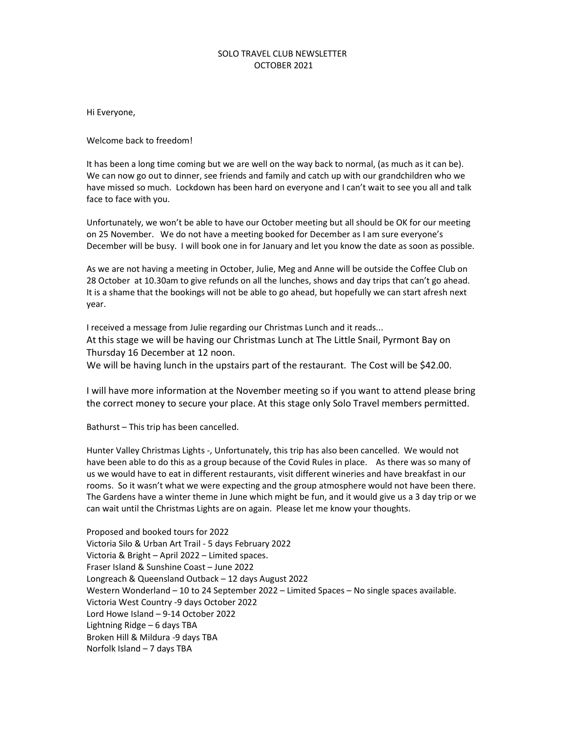# SOLO TRAVEL CLUB NEWSLETTER
## OCTOBER 2021

Hi Everyone,

Welcome back to freedom!

It has been a long time coming but we are well on the way back to normal, (as much as it can be). We can now go out to dinner, see friends and family and catch up with our grandchildren who we have missed so much. Lockdown has been hard on everyone and I can't wait to see you all and talk face to face with you.

Unfortunately, we won't be able to have our October meeting but all should be OK for our meeting on 25 November. We do not have a meeting booked for December as I am sure everyone's December will be busy. I will book one in for January and let you know the date as soon as possible.

As we are not having a meeting in October, Julie, Meg and Anne will be outside the Coffee Club on 28 October at 10.30am to give refunds on all the lunches, shows and day trips that can't go ahead. It is a shame that the bookings will not be able to go ahead, but hopefully we can start afresh next year.

I received a message from Julie regarding our Christmas Lunch and it reads...

At this stage we will be having our Christmas Lunch at The Little Snail, Pyrmont Bay on Thursday 16 December at 12 noon.

We will be having lunch in the upstairs part of the restaurant. The Cost will be $42.00.

I will have more information at the November meeting so if you want to attend please bring the correct money to secure your place. At this stage only Solo Travel members permitted.

Bathurst – This trip has been cancelled.

Hunter Valley Christmas Lights -, Unfortunately, this trip has also been cancelled. We would not have been able to do this as a group because of the Covid Rules in place. As there was so many of us we would have to eat in different restaurants, visit different wineries and have breakfast in our rooms. So it wasn't what we were expecting and the group atmosphere would not have been there. The Gardens have a winter theme in June which might be fun, and it would give us a 3 day trip or we can wait until the Christmas Lights are on again. Please let me know your thoughts.

Proposed and booked tours for 2022

Victoria Silo & Urban Art Trail - 5 days February 2022
Victoria & Bright – April 2022 – Limited spaces.
Fraser Island & Sunshine Coast – June 2022
Longreach & Queensland Outback – 12 days August 2022
Western Wonderland – 10 to 24 September 2022 – Limited Spaces – No single spaces available.
Victoria West Country -9 days October 2022
Lord Howe Island – 9-14 October 2022
Lightning Ridge – 6 days TBA
Broken Hill & Mildura -9 days TBA
Norfolk Island – 7 days TBA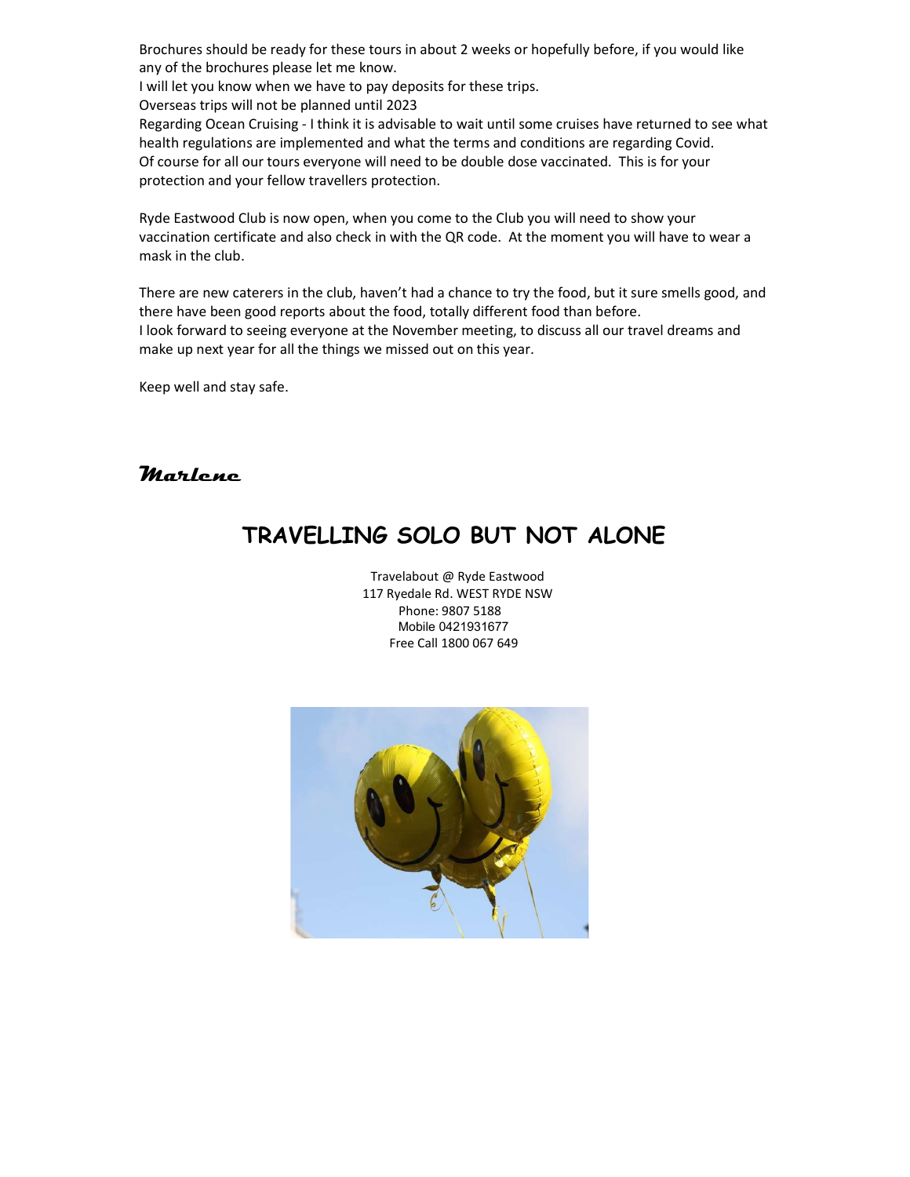Brochures should be ready for these tours in about 2 weeks or hopefully before, if you would like any of the brochures please let me know.
I will let you know when we have to pay deposits for these trips.
Overseas trips will not be planned until 2023
Regarding Ocean Cruising - I think it is advisable to wait until some cruises have returned to see what health regulations are implemented and what the terms and conditions are regarding Covid.
Of course for all our tours everyone will need to be double dose vaccinated. This is for your protection and your fellow travellers protection.

Ryde Eastwood Club is now open, when you come to the Club you will need to show your vaccination certificate and also check in with the QR code. At the moment you will have to wear a mask in the club.

There are new caterers in the club, haven't had a chance to try the food, but it sure smells good, and there have been good reports about the food, totally different food than before.
I look forward to seeing everyone at the November meeting, to discuss all our travel dreams and make up next year for all the things we missed out on this year.

Keep well and stay safe.

*Marlene*

## TRAVELLING SOLO BUT NOT ALONE

Travelabout @ Ryde Eastwood
117 Ryedale Rd. WEST RYDE NSW
Phone: 9807 5188
Mobile 0421931677
Free Call 1800 067 649